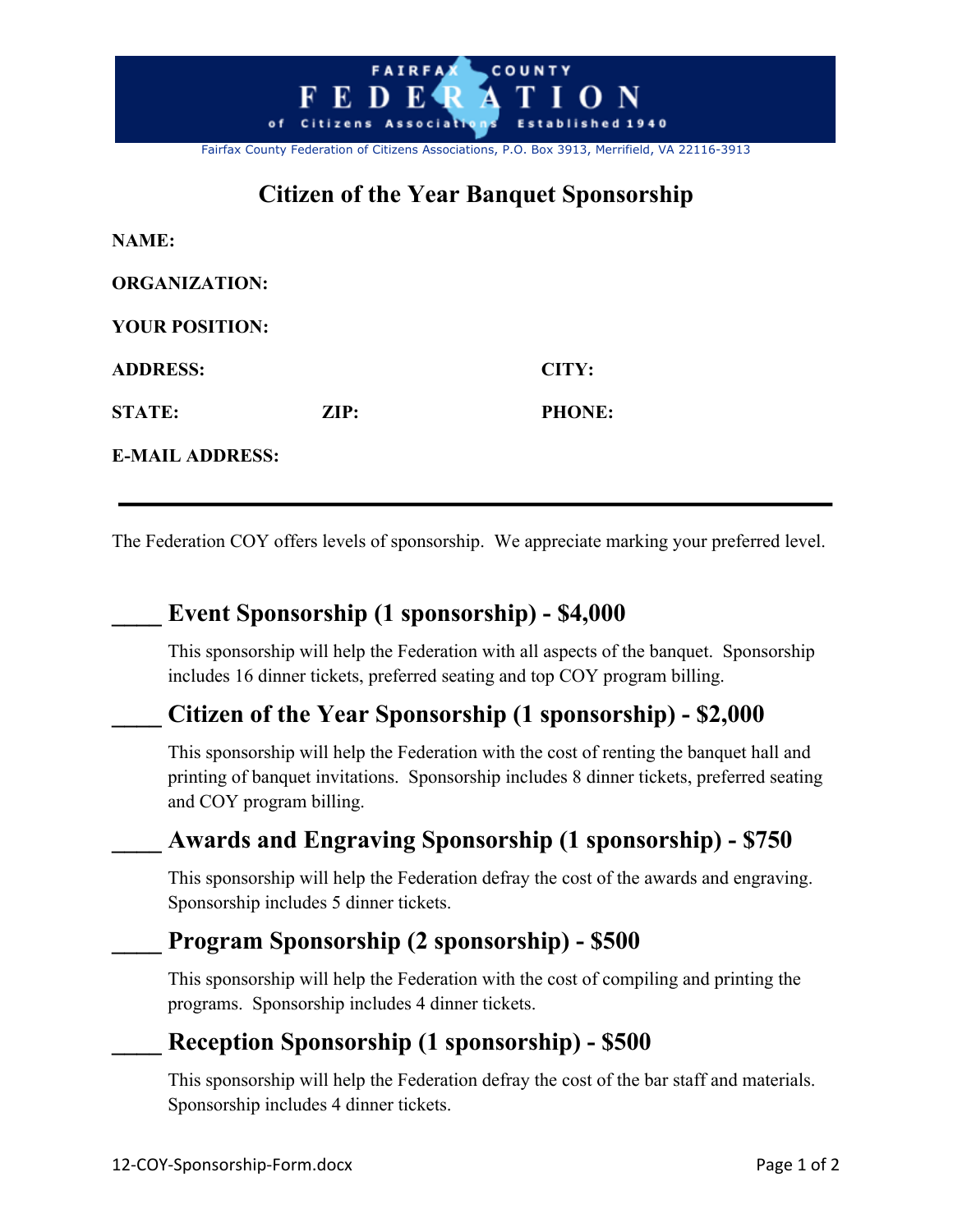FAIRFAX COUNTY FEDERATION of Citizens Associations Established 1940

Fairfax County Federation of Citizens Associations, P.O. Box 3913, Merrifield, VA 22116-3913

# Citizen of the Year Banquet Sponsorship

**NAME:**

**ORGANIZATION:**

**YOUR POSITION:**

**ADDRESS:** **CITY:**

**STATE:** **ZIP:** **PHONE:**

**E-MAIL ADDRESS:**

---

The Federation COY offers levels of sponsorship. We appreciate marking your preferred level.

## ____ Event Sponsorship (1 sponsorship) - $4,000

This sponsorship will help the Federation with all aspects of the banquet. Sponsorship includes 16 dinner tickets, preferred seating and top COY program billing.

## ____ Citizen of the Year Sponsorship (1 sponsorship) - $2,000

This sponsorship will help the Federation with the cost of renting the banquet hall and printing of banquet invitations. Sponsorship includes 8 dinner tickets, preferred seating and COY program billing.

## ____ Awards and Engraving Sponsorship (1 sponsorship) - $750

This sponsorship will help the Federation defray the cost of the awards and engraving. Sponsorship includes 5 dinner tickets.

## ____ Program Sponsorship (2 sponsorship) - $500

This sponsorship will help the Federation with the cost of compiling and printing the programs. Sponsorship includes 4 dinner tickets.

## ____ Reception Sponsorship (1 sponsorship) - $500

This sponsorship will help the Federation defray the cost of the bar staff and materials. Sponsorship includes 4 dinner tickets.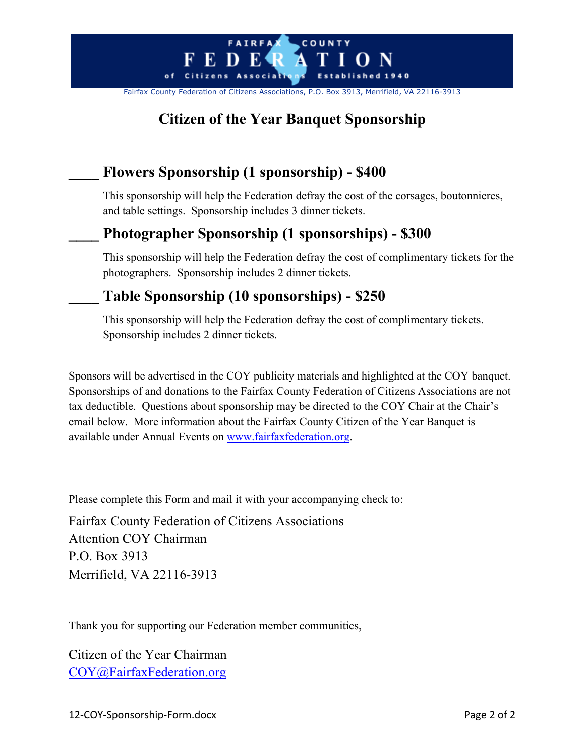FAIRFAX COUNTY FEDERATION of Citizens Associations Established 1940

Fairfax County Federation of Citizens Associations, P.O. Box 3913, Merrifield, VA 22116-3913

# Citizen of the Year Banquet Sponsorship

## ____ Flowers Sponsorship (1 sponsorship) - $400

This sponsorship will help the Federation defray the cost of the corsages, boutonnieres, and table settings. Sponsorship includes 3 dinner tickets.

## ____ Photographer Sponsorship (1 sponsorships) - $300

This sponsorship will help the Federation defray the cost of complimentary tickets for the photographers. Sponsorship includes 2 dinner tickets.

## ____ Table Sponsorship (10 sponsorships) - $250

This sponsorship will help the Federation defray the cost of complimentary tickets. Sponsorship includes 2 dinner tickets.

Sponsors will be advertised in the COY publicity materials and highlighted at the COY banquet. Sponsorships of and donations to the Fairfax County Federation of Citizens Associations are not tax deductible. Questions about sponsorship may be directed to the COY Chair at the Chair's email below. More information about the Fairfax County Citizen of the Year Banquet is available under Annual Events on www.fairfaxfederation.org.

Please complete this Form and mail it with your accompanying check to:

Fairfax County Federation of Citizens Associations
Attention COY Chairman
P.O. Box 3913
Merrifield, VA 22116-3913

Thank you for supporting our Federation member communities,

Citizen of the Year Chairman
COY@FairfaxFederation.org

12-COY-Sponsorship-Form.docx